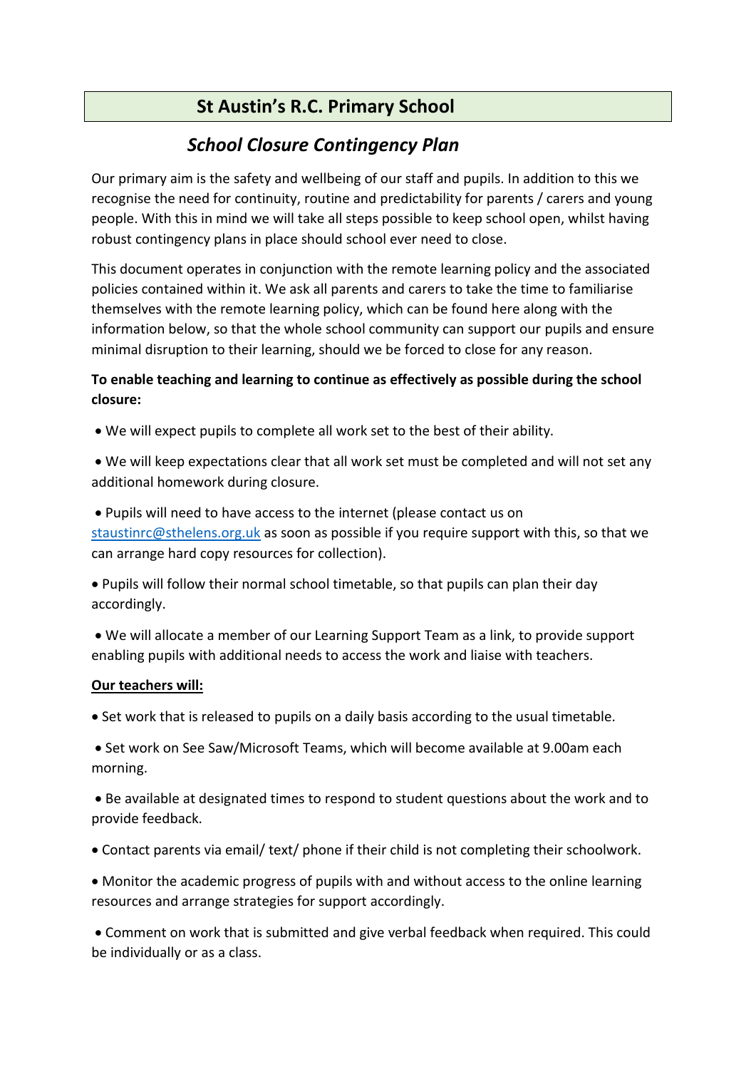# St Austin's R.C. Primary School

## *School Closure Contingency Plan*

Our primary aim is the safety and wellbeing of our staff and pupils. In addition to this we recognise the need for continuity, routine and predictability for parents / carers and young people. With this in mind we will take all steps possible to keep school open, whilst having robust contingency plans in place should school ever need to close.

This document operates in conjunction with the remote learning policy and the associated policies contained within it. We ask all parents and carers to take the time to familiarise themselves with the remote learning policy, which can be found here along with the information below, so that the whole school community can support our pupils and ensure minimal disruption to their learning, should we be forced to close for any reason.

**To enable teaching and learning to continue as effectively as possible during the school closure:**

- We will expect pupils to complete all work set to the best of their ability.
- We will keep expectations clear that all work set must be completed and will not set any additional homework during closure.
- Pupils will need to have access to the internet (please contact us on [staustinrc@sthelens.org.uk](mailto:staustinrc@sthelens.org.uk) as soon as possible if you require support with this, so that we can arrange hard copy resources for collection).
- Pupils will follow their normal school timetable, so that pupils can plan their day accordingly.
- We will allocate a member of our Learning Support Team as a link, to provide support enabling pupils with additional needs to access the work and liaise with teachers.

**<u>Our teachers will:</u>**

- Set work that is released to pupils on a daily basis according to the usual timetable.
- Set work on See Saw/Microsoft Teams, which will become available at 9.00am each morning.
- Be available at designated times to respond to student questions about the work and to provide feedback.
- Contact parents via email/ text/ phone if their child is not completing their schoolwork.
- Monitor the academic progress of pupils with and without access to the online learning resources and arrange strategies for support accordingly.
- Comment on work that is submitted and give verbal feedback when required. This could be individually or as a class.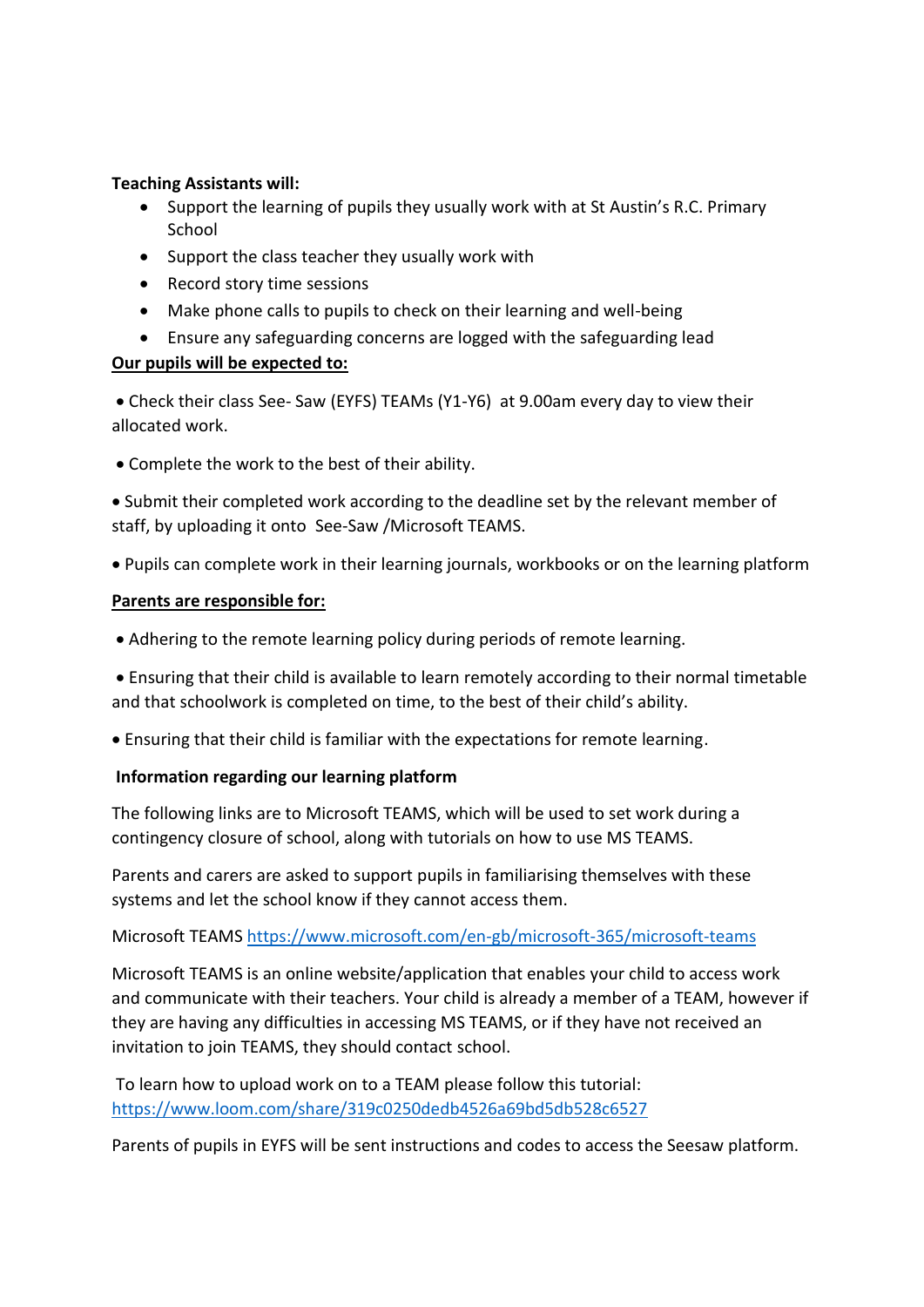**Teaching Assistants will:**

- Support the learning of pupils they usually work with at St Austin's R.C. Primary School
- Support the class teacher they usually work with
- Record story time sessions
- Make phone calls to pupils to check on their learning and well-being
- Ensure any safeguarding concerns are logged with the safeguarding lead

**Our pupils will be expected to:**

- Check their class See- Saw (EYFS) TEAMs (Y1-Y6) at 9.00am every day to view their allocated work.
- Complete the work to the best of their ability.
- Submit their completed work according to the deadline set by the relevant member of staff, by uploading it onto See-Saw /Microsoft TEAMS.
- Pupils can complete work in their learning journals, workbooks or on the learning platform

**Parents are responsible for:**

- Adhering to the remote learning policy during periods of remote learning.
- Ensuring that their child is available to learn remotely according to their normal timetable and that schoolwork is completed on time, to the best of their child's ability.
- Ensuring that their child is familiar with the expectations for remote learning.

**Information regarding our learning platform**

The following links are to Microsoft TEAMS, which will be used to set work during a contingency closure of school, along with tutorials on how to use MS TEAMS.

Parents and carers are asked to support pupils in familiarising themselves with these systems and let the school know if they cannot access them.

Microsoft TEAMS https://www.microsoft.com/en-gb/microsoft-365/microsoft-teams

Microsoft TEAMS is an online website/application that enables your child to access work and communicate with their teachers. Your child is already a member of a TEAM, however if they are having any difficulties in accessing MS TEAMS, or if they have not received an invitation to join TEAMS, they should contact school.

To learn how to upload work on to a TEAM please follow this tutorial: https://www.loom.com/share/319c0250dedb4526a69bd5db528c6527

Parents of pupils in EYFS will be sent instructions and codes to access the Seesaw platform.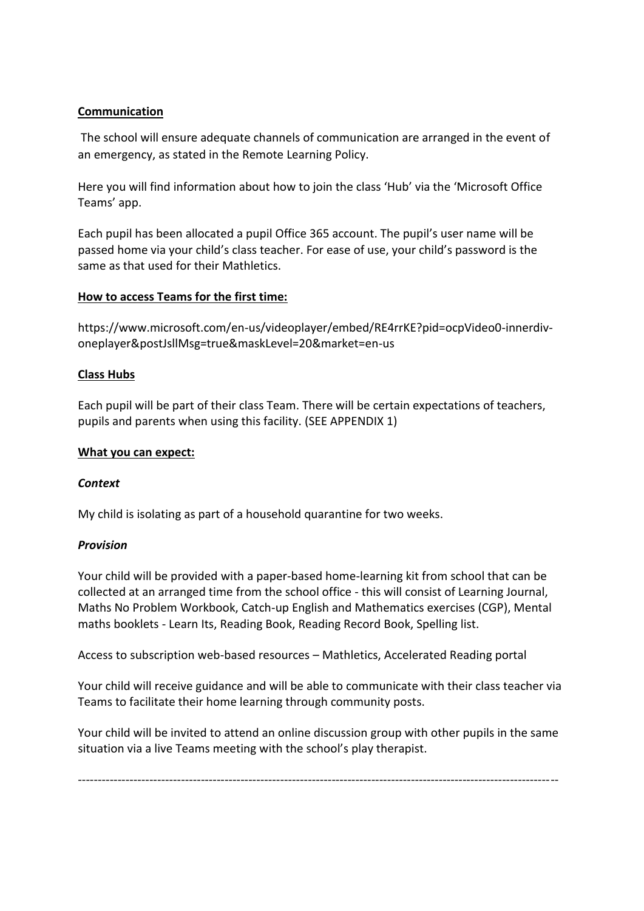**Communication**

The school will ensure adequate channels of communication are arranged in the event of an emergency, as stated in the Remote Learning Policy.

Here you will find information about how to join the class 'Hub' via the 'Microsoft Office Teams' app.

Each pupil has been allocated a pupil Office 365 account. The pupil's user name will be passed home via your child's class teacher. For ease of use, your child's password is the same as that used for their Mathletics.

**How to access Teams for the first time:**

https://www.microsoft.com/en-us/videoplayer/embed/RE4rrKE?pid=ocpVideo0-innerdiv-oneplayer&postJsllMsg=true&maskLevel=20&market=en-us

**Class Hubs**

Each pupil will be part of their class Team. There will be certain expectations of teachers, pupils and parents when using this facility. (SEE APPENDIX 1)

**What you can expect:**

***Context***

My child is isolating as part of a household quarantine for two weeks.

***Provision***

Your child will be provided with a paper-based home-learning kit from school that can be collected at an arranged time from the school office - this will consist of Learning Journal, Maths No Problem Workbook, Catch-up English and Mathematics exercises (CGP), Mental maths booklets - Learn Its, Reading Book, Reading Record Book, Spelling list.

Access to subscription web-based resources – Mathletics, Accelerated Reading portal

Your child will receive guidance and will be able to communicate with their class teacher via Teams to facilitate their home learning through community posts.

Your child will be invited to attend an online discussion group with other pupils in the same situation via a live Teams meeting with the school's play therapist.

---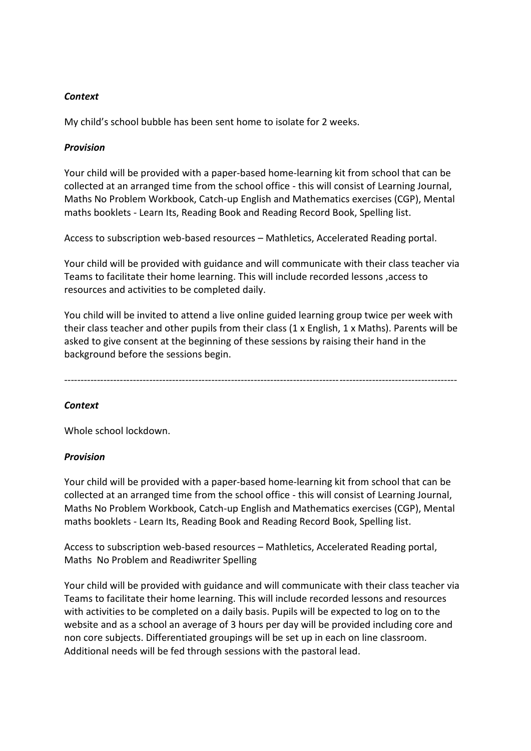***Context***

My child's school bubble has been sent home to isolate for 2 weeks.

***Provision***

Your child will be provided with a paper-based home-learning kit from school that can be collected at an arranged time from the school office - this will consist of Learning Journal, Maths No Problem Workbook, Catch-up English and Mathematics exercises (CGP), Mental maths booklets - Learn Its, Reading Book and Reading Record Book, Spelling list.

Access to subscription web-based resources – Mathletics, Accelerated Reading portal.

Your child will be provided with guidance and will communicate with their class teacher via Teams to facilitate their home learning. This will include recorded lessons ,access to resources and activities to be completed daily.

You child will be invited to attend a live online guided learning group twice per week with their class teacher and other pupils from their class (1 x English, 1 x Maths). Parents will be asked to give consent at the beginning of these sessions by raising their hand in the background before the sessions begin.

---

***Context***

Whole school lockdown.

***Provision***

Your child will be provided with a paper-based home-learning kit from school that can be collected at an arranged time from the school office - this will consist of Learning Journal, Maths No Problem Workbook, Catch-up English and Mathematics exercises (CGP), Mental maths booklets - Learn Its, Reading Book and Reading Record Book, Spelling list.

Access to subscription web-based resources – Mathletics, Accelerated Reading portal, Maths No Problem and Readiwriter Spelling

Your child will be provided with guidance and will communicate with their class teacher via Teams to facilitate their home learning. This will include recorded lessons and resources with activities to be completed on a daily basis. Pupils will be expected to log on to the website and as a school an average of 3 hours per day will be provided including core and non core subjects. Differentiated groupings will be set up in each on line classroom. Additional needs will be fed through sessions with the pastoral lead.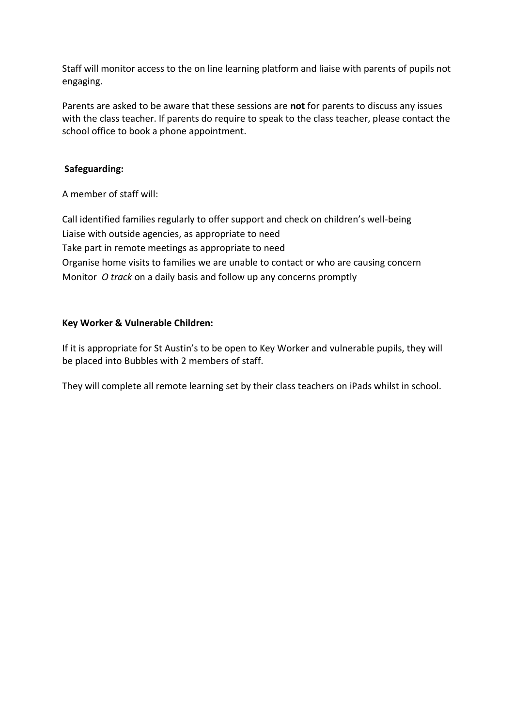Staff will monitor access to the on line learning platform and liaise with parents of pupils not engaging.

Parents are asked to be aware that these sessions are **not** for parents to discuss any issues with the class teacher. If parents do require to speak to the class teacher, please contact the school office to book a phone appointment.

**Safeguarding:**

A member of staff will:

Call identified families regularly to offer support and check on children's well-being
Liaise with outside agencies, as appropriate to need
Take part in remote meetings as appropriate to need
Organise home visits to families we are unable to contact or who are causing concern
Monitor *O track* on a daily basis and follow up any concerns promptly

**Key Worker & Vulnerable Children:**

If it is appropriate for St Austin's to be open to Key Worker and vulnerable pupils, they will be placed into Bubbles with 2 members of staff.

They will complete all remote learning set by their class teachers on iPads whilst in school.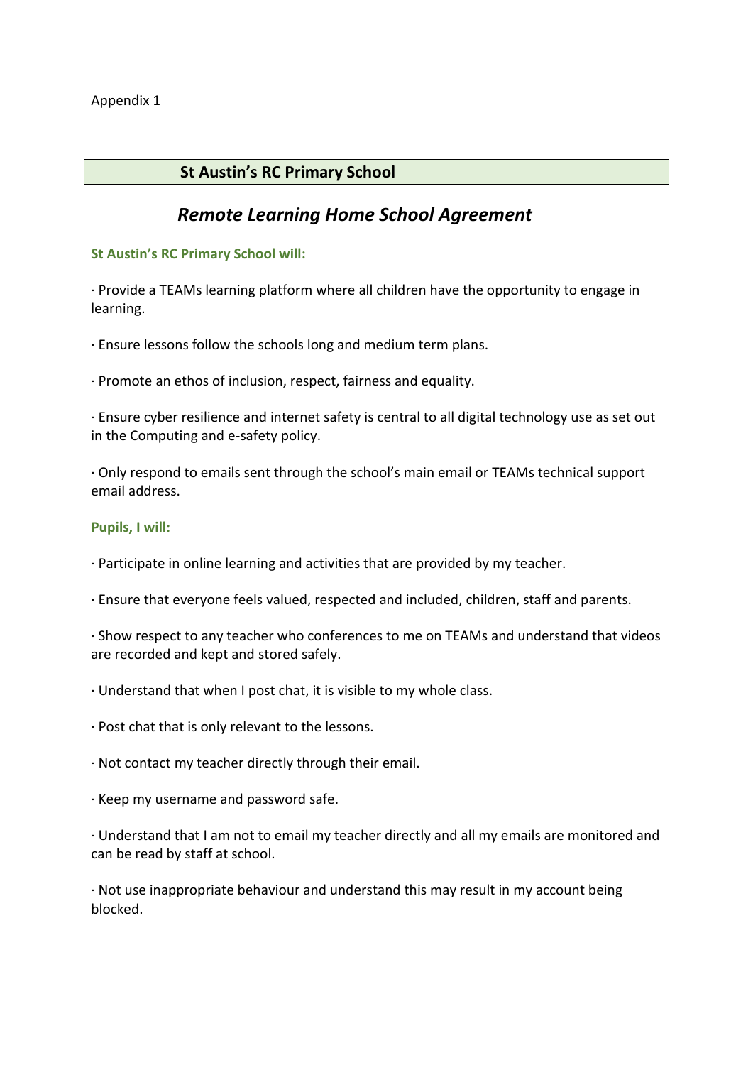Appendix 1

## St Austin's RC Primary School

# *Remote Learning Home School Agreement*

**St Austin's RC Primary School will:**

· Provide a TEAMs learning platform where all children have the opportunity to engage in learning.

· Ensure lessons follow the schools long and medium term plans.

· Promote an ethos of inclusion, respect, fairness and equality.

· Ensure cyber resilience and internet safety is central to all digital technology use as set out in the Computing and e-safety policy.

· Only respond to emails sent through the school's main email or TEAMs technical support email address.

**Pupils, I will:**

· Participate in online learning and activities that are provided by my teacher.

· Ensure that everyone feels valued, respected and included, children, staff and parents.

· Show respect to any teacher who conferences to me on TEAMs and understand that videos are recorded and kept and stored safely.

· Understand that when I post chat, it is visible to my whole class.

· Post chat that is only relevant to the lessons.

· Not contact my teacher directly through their email.

· Keep my username and password safe.

· Understand that I am not to email my teacher directly and all my emails are monitored and can be read by staff at school.

· Not use inappropriate behaviour and understand this may result in my account being blocked.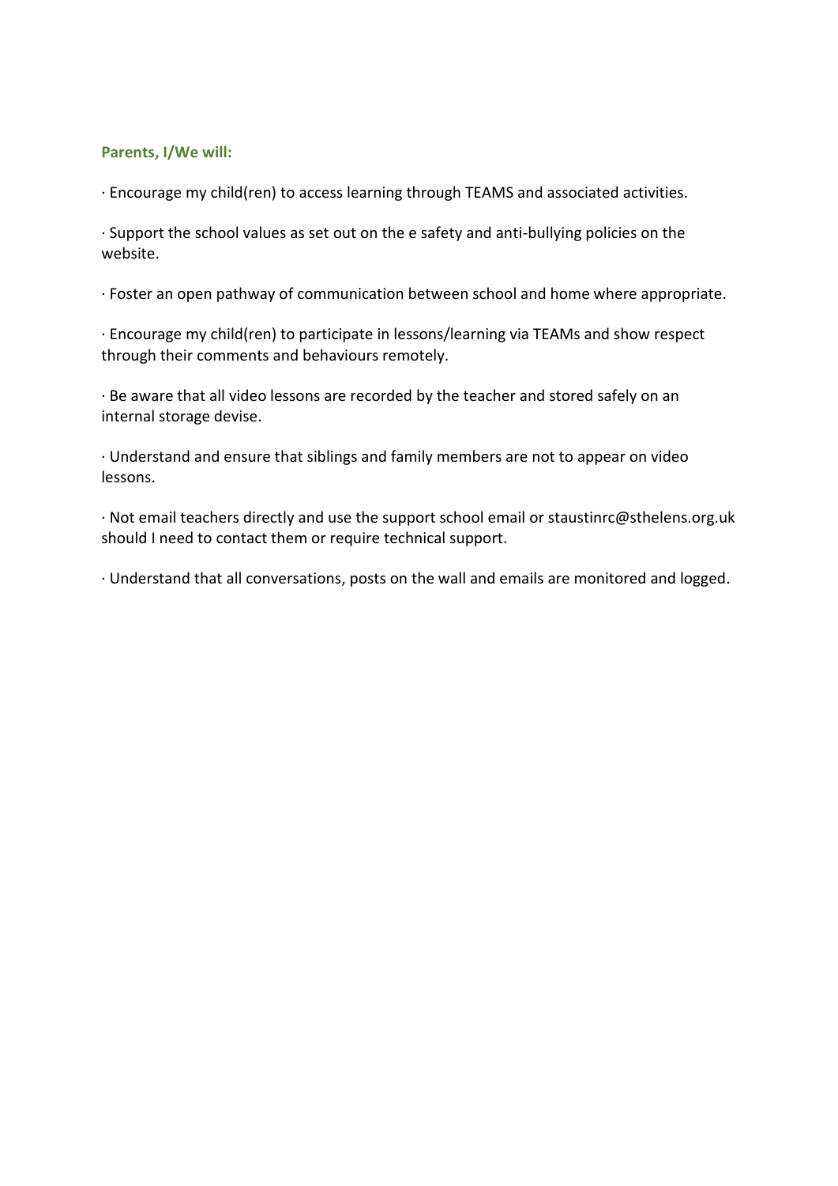**Parents, I/We will:**

· Encourage my child(ren) to access learning through TEAMS and associated activities.

· Support the school values as set out on the e safety and anti-bullying policies on the website.

· Foster an open pathway of communication between school and home where appropriate.

· Encourage my child(ren) to participate in lessons/learning via TEAMs and show respect through their comments and behaviours remotely.

· Be aware that all video lessons are recorded by the teacher and stored safely on an internal storage devise.

· Understand and ensure that siblings and family members are not to appear on video lessons.

· Not email teachers directly and use the support school email or staustinrc@sthelens.org.uk should I need to contact them or require technical support.

· Understand that all conversations, posts on the wall and emails are monitored and logged.